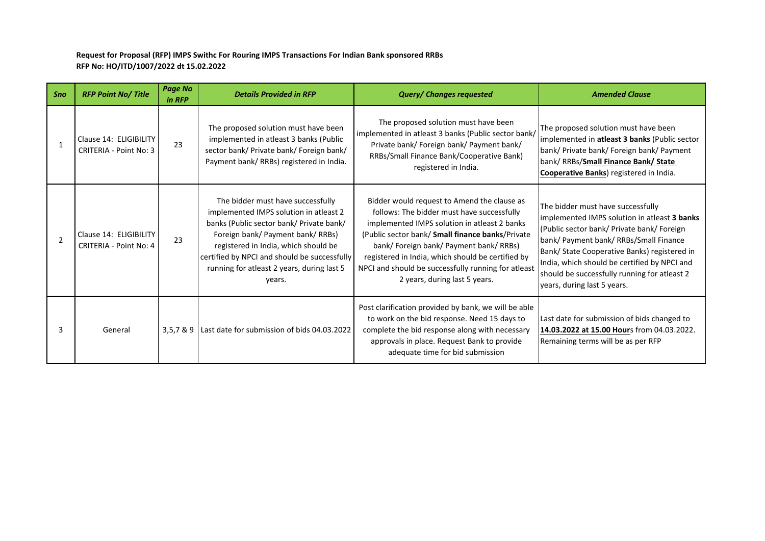**Request for Proposal (RFP) IMPS Swithc For Rouring IMPS Transactions For Indian Bank sponsored RRBs**
**RFP No: HO/ITD/1007/2022 dt 15.02.2022**

| *Sno* | *RFP Point No/ Title* | *Page No in RFP* | *Details Provided in RFP* | *Query/ Changes requested* | *Amended Clause* |
|---|---|---|---|---|---|
| 1 | Clause 14: ELIGIBILITY CRITERIA - Point No: 3 | 23 | The proposed solution must have been implemented in atleast 3 banks (Public sector bank/ Private bank/ Foreign bank/ Payment bank/ RRBs) registered in India. | The proposed solution must have been implemented in atleast 3 banks (Public sector bank/ Private bank/ Foreign bank/ Payment bank/ RRBs/Small Finance Bank/Cooperative Bank) registered in India. | The proposed solution must have been implemented in **atleast 3 banks** (Public sector bank/ Private bank/ Foreign bank/ Payment bank/ RRBs/**Small Finance Bank/ State Cooperative Banks**) registered in India. |
| 2 | Clause 14: ELIGIBILITY CRITERIA - Point No: 4 | 23 | The bidder must have successfully implemented IMPS solution in atleast 2 banks (Public sector bank/ Private bank/ Foreign bank/ Payment bank/ RRBs) registered in India, which should be certified by NPCI and should be successfully running for atleast 2 years, during last 5 years. | Bidder would request to Amend the clause as follows: The bidder must have successfully implemented IMPS solution in atleast 2 banks (Public sector bank/ **Small finance banks**/Private bank/ Foreign bank/ Payment bank/ RRBs) registered in India, which should be certified by NPCI and should be successfully running for atleast 2 years, during last 5 years. | The bidder must have successfully implemented IMPS solution in atleast **3 banks** (Public sector bank/ Private bank/ Foreign bank/ Payment bank/ RRBs/Small Finance Bank/ State Cooperative Banks) registered in India, which should be certified by NPCI and should be successfully running for atleast 2 years, during last 5 years. |
| 3 | General | 3,5,7 & 9 | Last date for submission of bids 04.03.2022 | Post clarification provided by bank, we will be able to work on the bid response. Need 15 days to complete the bid response along with necessary approvals in place. Request Bank to provide adequate time for bid submission | Last date for submission of bids changed to **14.03.2022 at 15.00 Hour**s from 04.03.2022. Remaining terms will be as per RFP |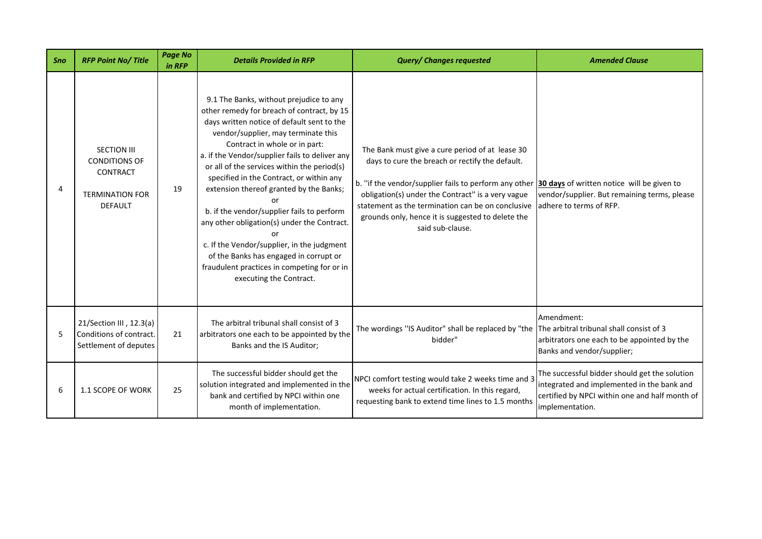| Sno | RFP Point No/ Title | Page No in RFP | Details Provided in RFP | Query/ Changes requested | Amended Clause |
|---|---|---|---|---|---|
| 4 | SECTION III CONDITIONS OF CONTRACT<br><br>TERMINATION FOR DEFAULT | 19 | 9.1 The Banks, without prejudice to any other remedy for breach of contract, by 15 days written notice of default sent to the vendor/supplier, may terminate this Contract in whole or in part:<br>a. if the Vendor/supplier fails to deliver any or all of the services within the period(s) specified in the Contract, or within any extension thereof granted by the Banks;<br>or<br>b. if the vendor/supplier fails to perform any other obligation(s) under the Contract.<br>or<br>c. If the Vendor/supplier, in the judgment of the Banks has engaged in corrupt or fraudulent practices in competing for or in executing the Contract. | The Bank must give a cure period of at lease 30 days to cure the breach or rectify the default.<br><br>b. ''if the vendor/supplier fails to perform any other obligation(s) under the Contract'' is a very vague statement as the termination can be on conclusive grounds only, hence it is suggested to delete the said sub-clause. | **30 days** of written notice will be given to vendor/supplier. But remaining terms, please adhere to terms of RFP. |
| 5 | 21/Section III , 12.3(a) Conditions of contract. Settlement of deputes | 21 | The arbitral tribunal shall consist of 3 arbitrators one each to be appointed by the Banks and the IS Auditor; | The wordings ''IS Auditor" shall be replaced by "the bidder" | Amendment:<br>The arbitral tribunal shall consist of 3 arbitrators one each to be appointed by the Banks and vendor/supplier; |
| 6 | 1.1 SCOPE OF WORK | 25 | The successful bidder should get the solution integrated and implemented in the bank and certified by NPCI within one month of implementation. | NPCI comfort testing would take 2 weeks time and 3 weeks for actual certification. In this regard, requesting bank to extend time lines to 1.5 months | The successful bidder should get the solution integrated and implemented in the bank and certified by NPCI within one and half month of implementation. |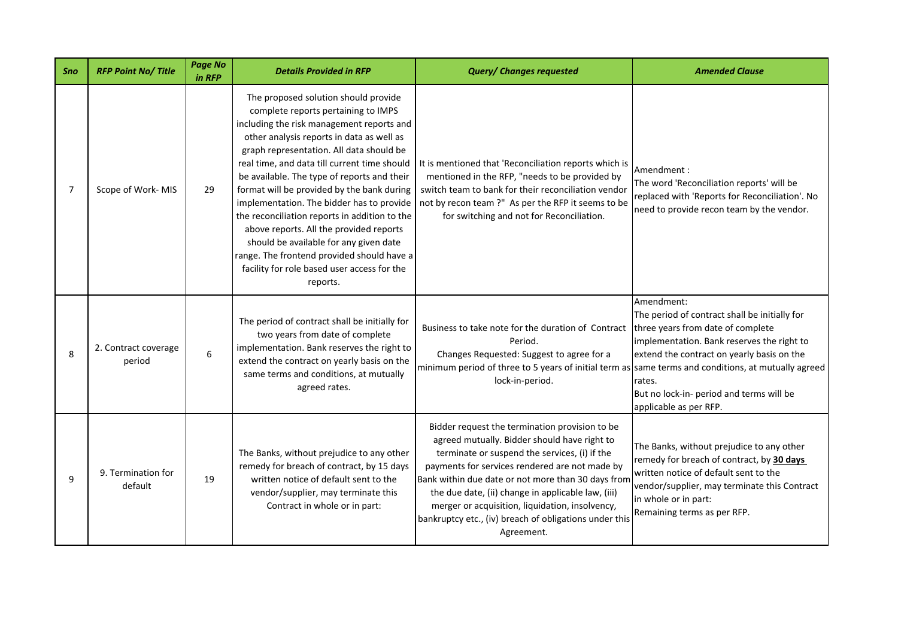| Sno | RFP Point No/ Title | Page No in RFP | Details Provided in RFP | Query/ Changes requested | Amended Clause |
|---|---|---|---|---|---|
| 7 | Scope of Work- MIS | 29 | The proposed solution should provide complete reports pertaining to IMPS including the risk management reports and other analysis reports in data as well as graph representation. All data should be real time, and data till current time should be available. The type of reports and their format will be provided by the bank during implementation. The bidder has to provide the reconciliation reports in addition to the above reports. All the provided reports should be available for any given date range. The frontend provided should have a facility for role based user access for the reports. | It is mentioned that 'Reconciliation reports' which is mentioned in the RFP, "needs to be provided by switch team to bank for their reconciliation vendor not by recon team ?" As per the RFP it seems to be for switching and not for Reconciliation. | Amendment :<br>The word 'Reconciliation reports' will be replaced with 'Reports for Reconciliation'. No need to provide recon team by the vendor. |
| 8 | 2. Contract coverage period | 6 | The period of contract shall be initially for two years from date of complete implementation. Bank reserves the right to extend the contract on yearly basis on the same terms and conditions, at mutually agreed rates. | Business to take note for the duration of Contract Period.<br>Changes Requested: Suggest to agree for a minimum period of three to 5 years of initial term as lock-in-period. | Amendment:<br>The period of contract shall be initially for three years from date of complete implementation. Bank reserves the right to extend the contract on yearly basis on the same terms and conditions, at mutually agreed rates.<br>But no lock-in- period and terms will be applicable as per RFP. |
| 9 | 9. Termination for default | 19 | The Banks, without prejudice to any other remedy for breach of contract, by 15 days written notice of default sent to the vendor/supplier, may terminate this Contract in whole or in part: | Bidder request the termination provision to be agreed mutually. Bidder should have right to terminate or suspend the services, (i) if the payments for services rendered are not made by Bank within due date or not more than 30 days from the due date, (ii) change in applicable law, (iii) merger or acquisition, liquidation, insolvency, bankruptcy etc., (iv) breach of obligations under this Agreement. | The Banks, without prejudice to any other remedy for breach of contract, by **30 days** written notice of default sent to the vendor/supplier, may terminate this Contract in whole or in part:<br>Remaining terms as per RFP. |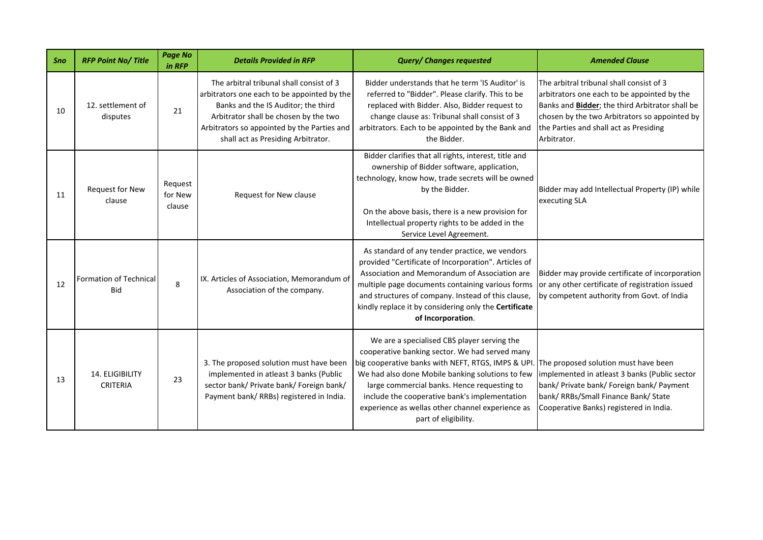| Sno | RFP Point No/ Title | Page No in RFP | Details Provided in RFP | Query/ Changes requested | Amended Clause |
|---|---|---|---|---|---|
| 10 | 12. settlement of disputes | 21 | The arbitral tribunal shall consist of 3 arbitrators one each to be appointed by the Banks and the IS Auditor; the third Arbitrator shall be chosen by the two Arbitrators so appointed by the Parties and shall act as Presiding Arbitrator. | Bidder understands that he term 'IS Auditor' is referred to "Bidder". Please clarify. This to be replaced with Bidder. Also, Bidder request to change clause as: Tribunal shall consist of 3 arbitrators. Each to be appointed by the Bank and the Bidder. | The arbitral tribunal shall consist of 3 arbitrators one each to be appointed by the Banks and **Bidder**; the third Arbitrator shall be chosen by the two Arbitrators so appointed by the Parties and shall act as Presiding Arbitrator. |
| 11 | Request for New clause | Request for New clause | Request for New clause | Bidder clarifies that all rights, interest, title and ownership of Bidder software, application, technology, know how, trade secrets will be owned by the Bidder.<br><br>On the above basis, there is a new provision for Intellectual property rights to be added in the Service Level Agreement. | Bidder may add Intellectual Property (IP) while executing SLA |
| 12 | Formation of Technical Bid | 8 | IX. Articles of Association, Memorandum of Association of the company. | As standard of any tender practice, we vendors provided "Certificate of Incorporation". Articles of Association and Memorandum of Association are multiple page documents containing various forms and structures of company. Instead of this clause, kindly replace it by considering only the **Certificate of Incorporation**. | Bidder may provide certificate of incorporation or any other certificate of registration issued by competent authority from Govt. of India |
| 13 | 14. ELIGIBILITY CRITERIA | 23 | 3. The proposed solution must have been implemented in atleast 3 banks (Public sector bank/ Private bank/ Foreign bank/ Payment bank/ RRBs) registered in India. | We are a specialised CBS player serving the cooperative banking sector. We had served many big cooperative banks with NEFT, RTGS, IMPS & UPI. We had also done Mobile banking solutions to few large commercial banks. Hence requesting to include the cooperative bank's implementation experience as wellas other channel experience as part of eligibility. | The proposed solution must have been implemented in atleast 3 banks (Public sector bank/ Private bank/ Foreign bank/ Payment bank/ RRBs/Small Finance Bank/ State Cooperative Banks) registered in India. |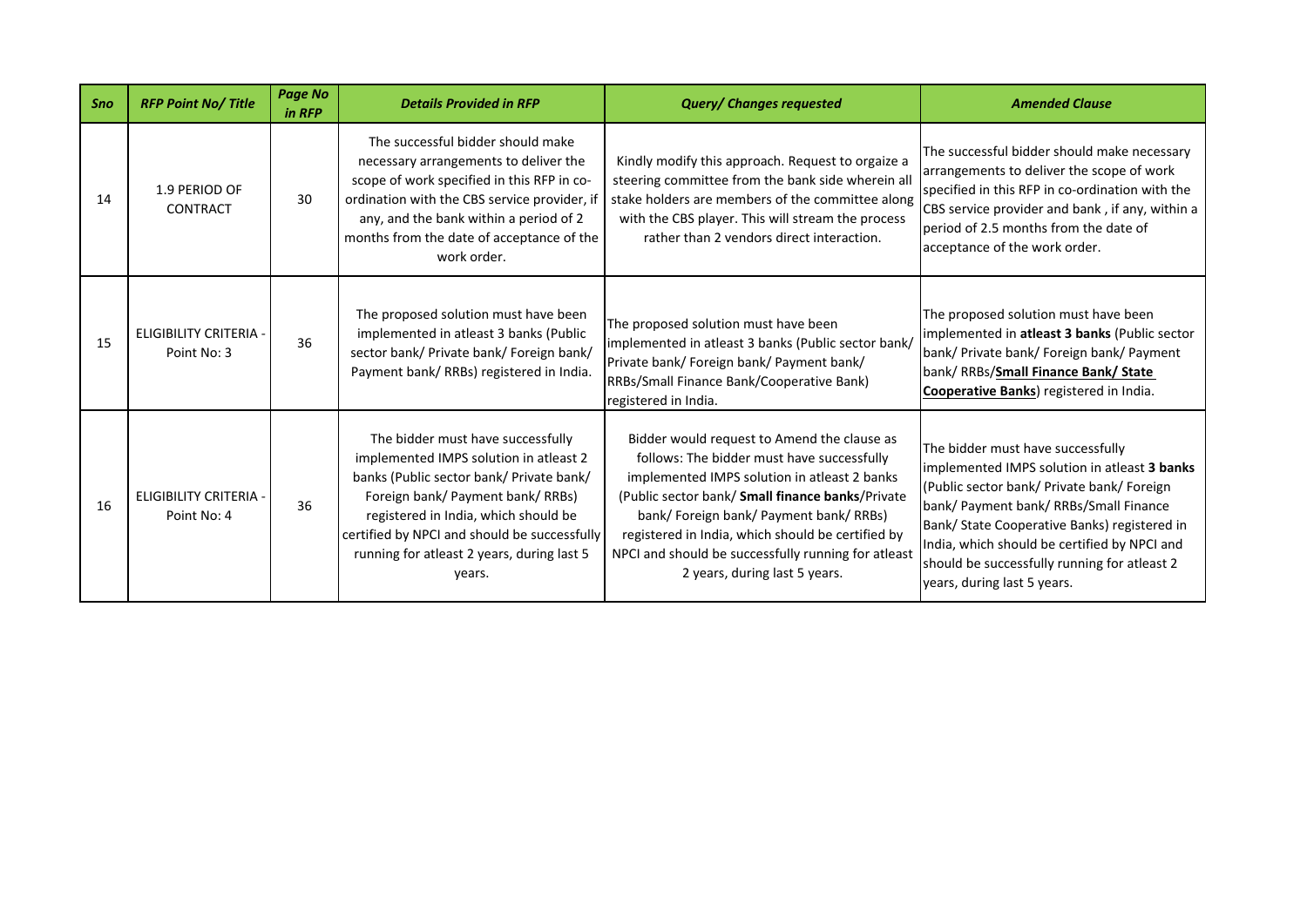| Sno | RFP Point No/ Title | Page No in RFP | Details Provided in RFP | Query/ Changes requested | Amended Clause |
|---|---|---|---|---|---|
| 14 | 1.9 PERIOD OF CONTRACT | 30 | The successful bidder should make necessary arrangements to deliver the scope of work specified in this RFP in co-ordination with the CBS service provider, if any, and the bank within a period of 2 months from the date of acceptance of the work order. | Kindly modify this approach. Request to orgaize a steering committee from the bank side wherein all stake holders are members of the committee along with the CBS player. This will stream the process rather than 2 vendors direct interaction. | The successful bidder should make necessary arrangements to deliver the scope of work specified in this RFP in co-ordination with the CBS service provider and bank , if any, within a period of 2.5 months from the date of acceptance of the work order. |
| 15 | ELIGIBILITY CRITERIA - Point No: 3 | 36 | The proposed solution must have been implemented in atleast 3 banks (Public sector bank/ Private bank/ Foreign bank/ Payment bank/ RRBs) registered in India. | The proposed solution must have been implemented in atleast 3 banks (Public sector bank/ Private bank/ Foreign bank/ Payment bank/ RRBs/Small Finance Bank/Cooperative Bank) registered in India. | The proposed solution must have been implemented in **atleast 3 banks** (Public sector bank/ Private bank/ Foreign bank/ Payment bank/ RRBs/**Small Finance Bank/ State Cooperative Banks**) registered in India. |
| 16 | ELIGIBILITY CRITERIA - Point No: 4 | 36 | The bidder must have successfully implemented IMPS solution in atleast 2 banks (Public sector bank/ Private bank/ Foreign bank/ Payment bank/ RRBs) registered in India, which should be certified by NPCI and should be successfully running for atleast 2 years, during last 5 years. | Bidder would request to Amend the clause as follows: The bidder must have successfully implemented IMPS solution in atleast 2 banks (Public sector bank/ **Small finance banks**/Private bank/ Foreign bank/ Payment bank/ RRBs) registered in India, which should be certified by NPCI and should be successfully running for atleast 2 years, during last 5 years. | The bidder must have successfully implemented IMPS solution in atleast **3 banks** (Public sector bank/ Private bank/ Foreign bank/ Payment bank/ RRBs/Small Finance Bank/ State Cooperative Banks) registered in India, which should be certified by NPCI and should be successfully running for atleast 2 years, during last 5 years. |